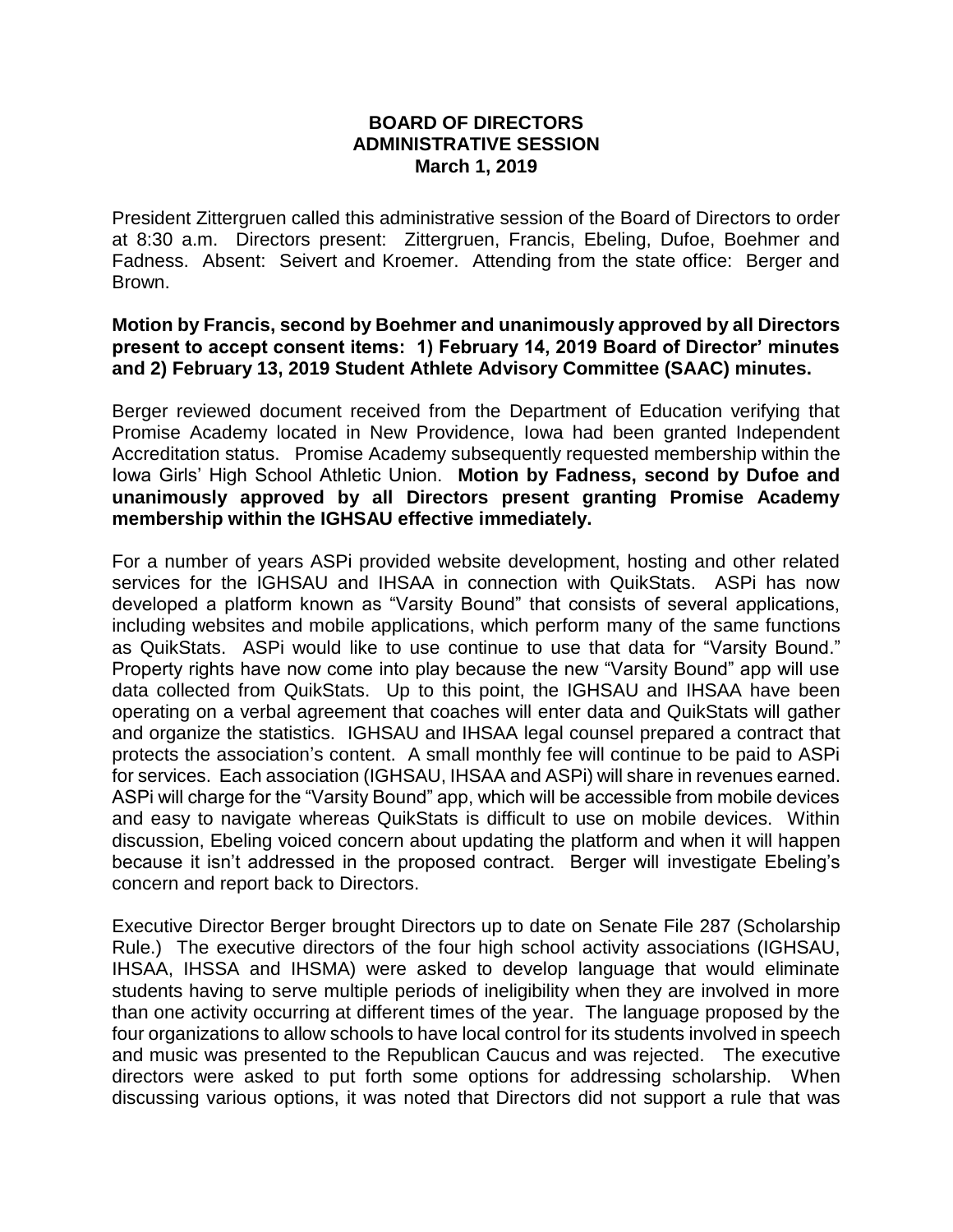**BOARD OF DIRECTORS**
**ADMINISTRATIVE SESSION**
**March 1, 2019**

President Zittergruen called this administrative session of the Board of Directors to order at 8:30 a.m. Directors present: Zittergruen, Francis, Ebeling, Dufoe, Boehmer and Fadness. Absent: Seivert and Kroemer. Attending from the state office: Berger and Brown.

**Motion by Francis, second by Boehmer and unanimously approved by all Directors present to accept consent items: 1) February 14, 2019 Board of Director' minutes and 2) February 13, 2019 Student Athlete Advisory Committee (SAAC) minutes.**

Berger reviewed document received from the Department of Education verifying that Promise Academy located in New Providence, Iowa had been granted Independent Accreditation status. Promise Academy subsequently requested membership within the Iowa Girls' High School Athletic Union. **Motion by Fadness, second by Dufoe and unanimously approved by all Directors present granting Promise Academy membership within the IGHSAU effective immediately.**

For a number of years ASPi provided website development, hosting and other related services for the IGHSAU and IHSAA in connection with QuikStats. ASPi has now developed a platform known as "Varsity Bound" that consists of several applications, including websites and mobile applications, which perform many of the same functions as QuikStats. ASPi would like to use continue to use that data for "Varsity Bound." Property rights have now come into play because the new "Varsity Bound" app will use data collected from QuikStats. Up to this point, the IGHSAU and IHSAA have been operating on a verbal agreement that coaches will enter data and QuikStats will gather and organize the statistics. IGHSAU and IHSAA legal counsel prepared a contract that protects the association's content. A small monthly fee will continue to be paid to ASPi for services. Each association (IGHSAU, IHSAA and ASPi) will share in revenues earned. ASPi will charge for the "Varsity Bound" app, which will be accessible from mobile devices and easy to navigate whereas QuikStats is difficult to use on mobile devices. Within discussion, Ebeling voiced concern about updating the platform and when it will happen because it isn't addressed in the proposed contract. Berger will investigate Ebeling's concern and report back to Directors.

Executive Director Berger brought Directors up to date on Senate File 287 (Scholarship Rule.) The executive directors of the four high school activity associations (IGHSAU, IHSAA, IHSSA and IHSMA) were asked to develop language that would eliminate students having to serve multiple periods of ineligibility when they are involved in more than one activity occurring at different times of the year. The language proposed by the four organizations to allow schools to have local control for its students involved in speech and music was presented to the Republican Caucus and was rejected. The executive directors were asked to put forth some options for addressing scholarship. When discussing various options, it was noted that Directors did not support a rule that was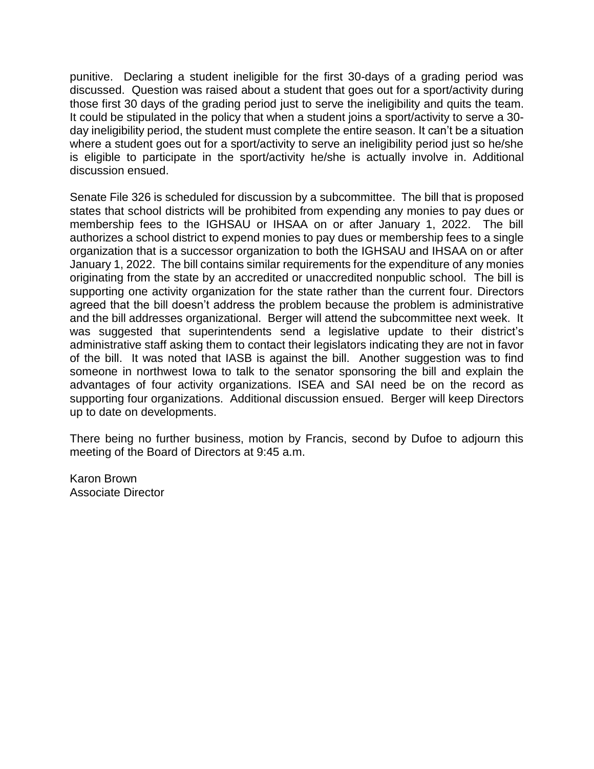punitive. Declaring a student ineligible for the first 30-days of a grading period was discussed. Question was raised about a student that goes out for a sport/activity during those first 30 days of the grading period just to serve the ineligibility and quits the team. It could be stipulated in the policy that when a student joins a sport/activity to serve a 30-day ineligibility period, the student must complete the entire season. It can't be a situation where a student goes out for a sport/activity to serve an ineligibility period just so he/she is eligible to participate in the sport/activity he/she is actually involve in. Additional discussion ensued.

Senate File 326 is scheduled for discussion by a subcommittee. The bill that is proposed states that school districts will be prohibited from expending any monies to pay dues or membership fees to the IGHSAU or IHSAA on or after January 1, 2022. The bill authorizes a school district to expend monies to pay dues or membership fees to a single organization that is a successor organization to both the IGHSAU and IHSAA on or after January 1, 2022. The bill contains similar requirements for the expenditure of any monies originating from the state by an accredited or unaccredited nonpublic school. The bill is supporting one activity organization for the state rather than the current four. Directors agreed that the bill doesn't address the problem because the problem is administrative and the bill addresses organizational. Berger will attend the subcommittee next week. It was suggested that superintendents send a legislative update to their district's administrative staff asking them to contact their legislators indicating they are not in favor of the bill. It was noted that IASB is against the bill. Another suggestion was to find someone in northwest Iowa to talk to the senator sponsoring the bill and explain the advantages of four activity organizations. ISEA and SAI need be on the record as supporting four organizations. Additional discussion ensued. Berger will keep Directors up to date on developments.

There being no further business, motion by Francis, second by Dufoe to adjourn this meeting of the Board of Directors at 9:45 a.m.

Karon Brown
Associate Director